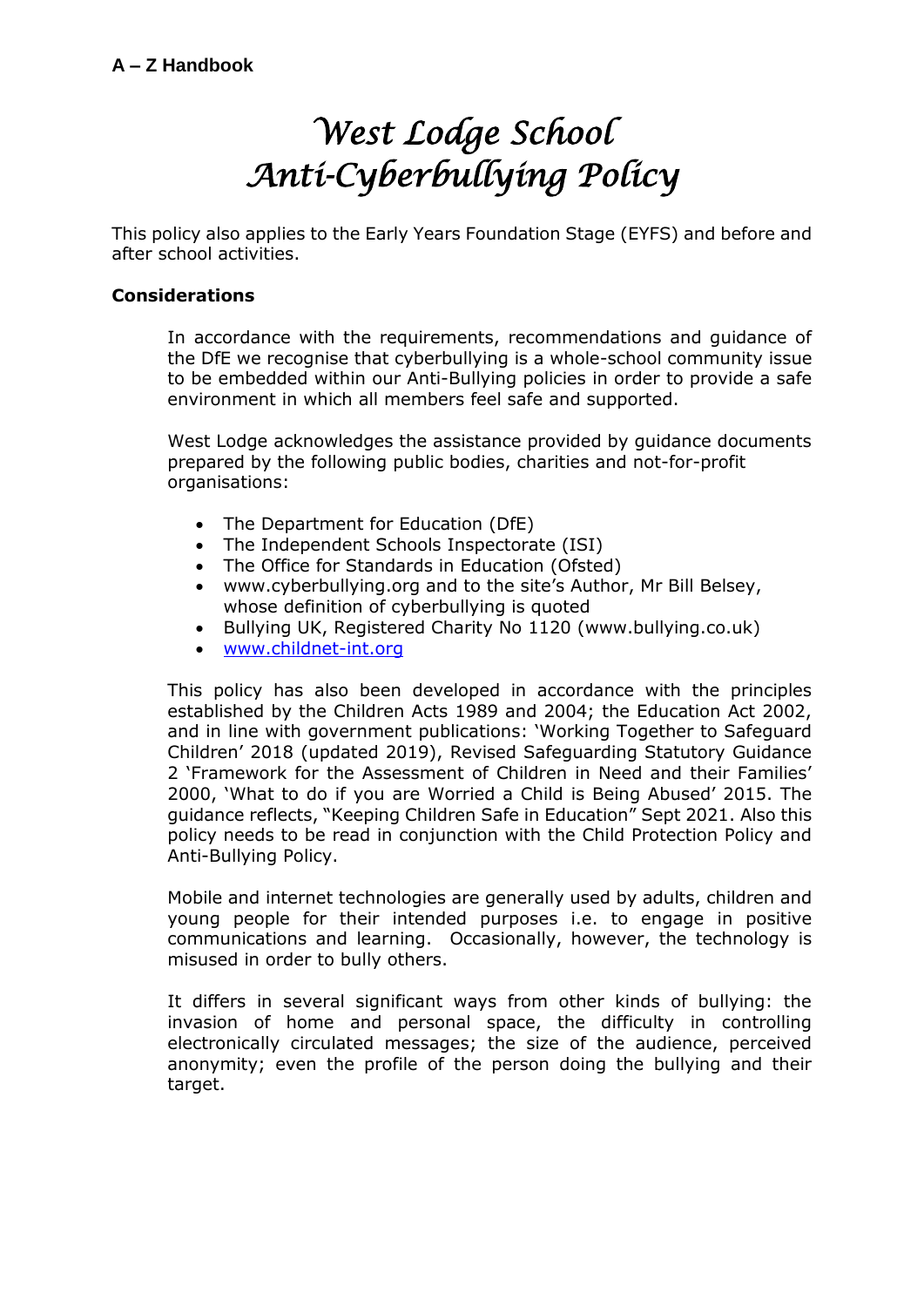**A – Z Handbook**

# West Lodge School
# Anti-Cyberbullying Policy

This policy also applies to the Early Years Foundation Stage (EYFS) and before and after school activities.

**Considerations**

In accordance with the requirements, recommendations and guidance of the DfE we recognise that cyberbullying is a whole-school community issue to be embedded within our Anti-Bullying policies in order to provide a safe environment in which all members feel safe and supported.

West Lodge acknowledges the assistance provided by guidance documents prepared by the following public bodies, charities and not-for-profit organisations:

- The Department for Education (DfE)
- The Independent Schools Inspectorate (ISI)
- The Office for Standards in Education (Ofsted)
- www.cyberbullying.org and to the site's Author, Mr Bill Belsey, whose definition of cyberbullying is quoted
- Bullying UK, Registered Charity No 1120 (www.bullying.co.uk)
- www.childnet-int.org

This policy has also been developed in accordance with the principles established by the Children Acts 1989 and 2004; the Education Act 2002, and in line with government publications: 'Working Together to Safeguard Children' 2018 (updated 2019), Revised Safeguarding Statutory Guidance 2 'Framework for the Assessment of Children in Need and their Families' 2000, 'What to do if you are Worried a Child is Being Abused' 2015. The guidance reflects, "Keeping Children Safe in Education" Sept 2021. Also this policy needs to be read in conjunction with the Child Protection Policy and Anti-Bullying Policy.

Mobile and internet technologies are generally used by adults, children and young people for their intended purposes i.e. to engage in positive communications and learning. Occasionally, however, the technology is misused in order to bully others.

It differs in several significant ways from other kinds of bullying: the invasion of home and personal space, the difficulty in controlling electronically circulated messages; the size of the audience, perceived anonymity; even the profile of the person doing the bullying and their target.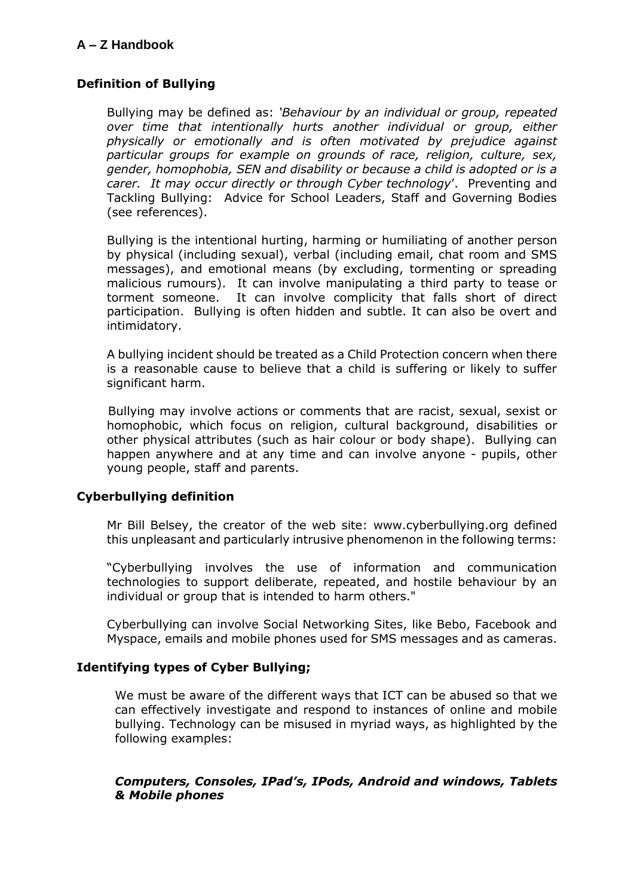## Definition of Bullying

Bullying may be defined as: *'Behaviour by an individual or group, repeated over time that intentionally hurts another individual or group, either physically or emotionally and is often motivated by prejudice against particular groups for example on grounds of race, religion, culture, sex, gender, homophobia, SEN and disability or because a child is adopted or is a carer. It may occur directly or through Cyber technology*'. Preventing and Tackling Bullying: Advice for School Leaders, Staff and Governing Bodies (see references).

Bullying is the intentional hurting, harming or humiliating of another person by physical (including sexual), verbal (including email, chat room and SMS messages), and emotional means (by excluding, tormenting or spreading malicious rumours). It can involve manipulating a third party to tease or torment someone. It can involve complicity that falls short of direct participation. Bullying is often hidden and subtle. It can also be overt and intimidatory.

A bullying incident should be treated as a Child Protection concern when there is a reasonable cause to believe that a child is suffering or likely to suffer significant harm.

Bullying may involve actions or comments that are racist, sexual, sexist or homophobic, which focus on religion, cultural background, disabilities or other physical attributes (such as hair colour or body shape). Bullying can happen anywhere and at any time and can involve anyone - pupils, other young people, staff and parents.

## Cyberbullying definition

Mr Bill Belsey, the creator of the web site: www.cyberbullying.org defined this unpleasant and particularly intrusive phenomenon in the following terms:

"Cyberbullying involves the use of information and communication technologies to support deliberate, repeated, and hostile behaviour by an individual or group that is intended to harm others."

Cyberbullying can involve Social Networking Sites, like Bebo, Facebook and Myspace, emails and mobile phones used for SMS messages and as cameras.

## Identifying types of Cyber Bullying;

We must be aware of the different ways that ICT can be abused so that we can effectively investigate and respond to instances of online and mobile bullying. Technology can be misused in myriad ways, as highlighted by the following examples:

***Computers, Consoles, IPad's, IPods, Android and windows, Tablets & Mobile phones***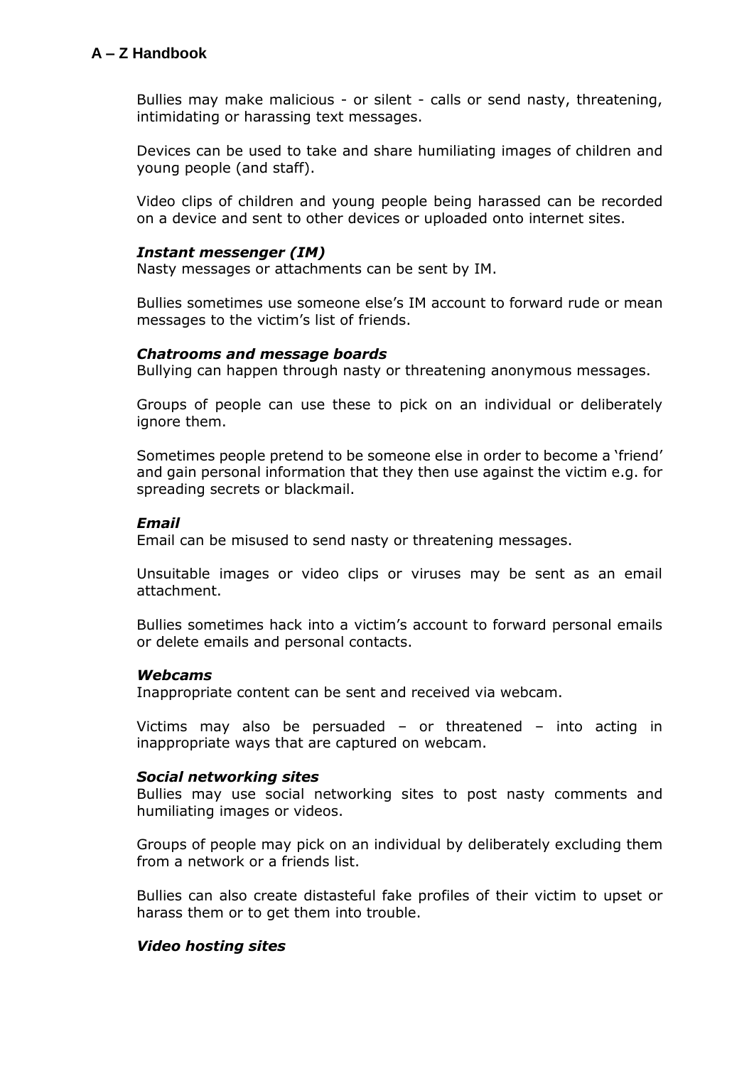Bullies may make malicious - or silent - calls or send nasty, threatening, intimidating or harassing text messages.

Devices can be used to take and share humiliating images of children and young people (and staff).

Video clips of children and young people being harassed can be recorded on a device and sent to other devices or uploaded onto internet sites.

***Instant messenger (IM)***

Nasty messages or attachments can be sent by IM.

Bullies sometimes use someone else's IM account to forward rude or mean messages to the victim's list of friends.

***Chatrooms and message boards***

Bullying can happen through nasty or threatening anonymous messages.

Groups of people can use these to pick on an individual or deliberately ignore them.

Sometimes people pretend to be someone else in order to become a 'friend' and gain personal information that they then use against the victim e.g. for spreading secrets or blackmail.

***Email***

Email can be misused to send nasty or threatening messages.

Unsuitable images or video clips or viruses may be sent as an email attachment.

Bullies sometimes hack into a victim's account to forward personal emails or delete emails and personal contacts.

***Webcams***

Inappropriate content can be sent and received via webcam.

Victims may also be persuaded – or threatened – into acting in inappropriate ways that are captured on webcam.

***Social networking sites***

Bullies may use social networking sites to post nasty comments and humiliating images or videos.

Groups of people may pick on an individual by deliberately excluding them from a network or a friends list.

Bullies can also create distasteful fake profiles of their victim to upset or harass them or to get them into trouble.

***Video hosting sites***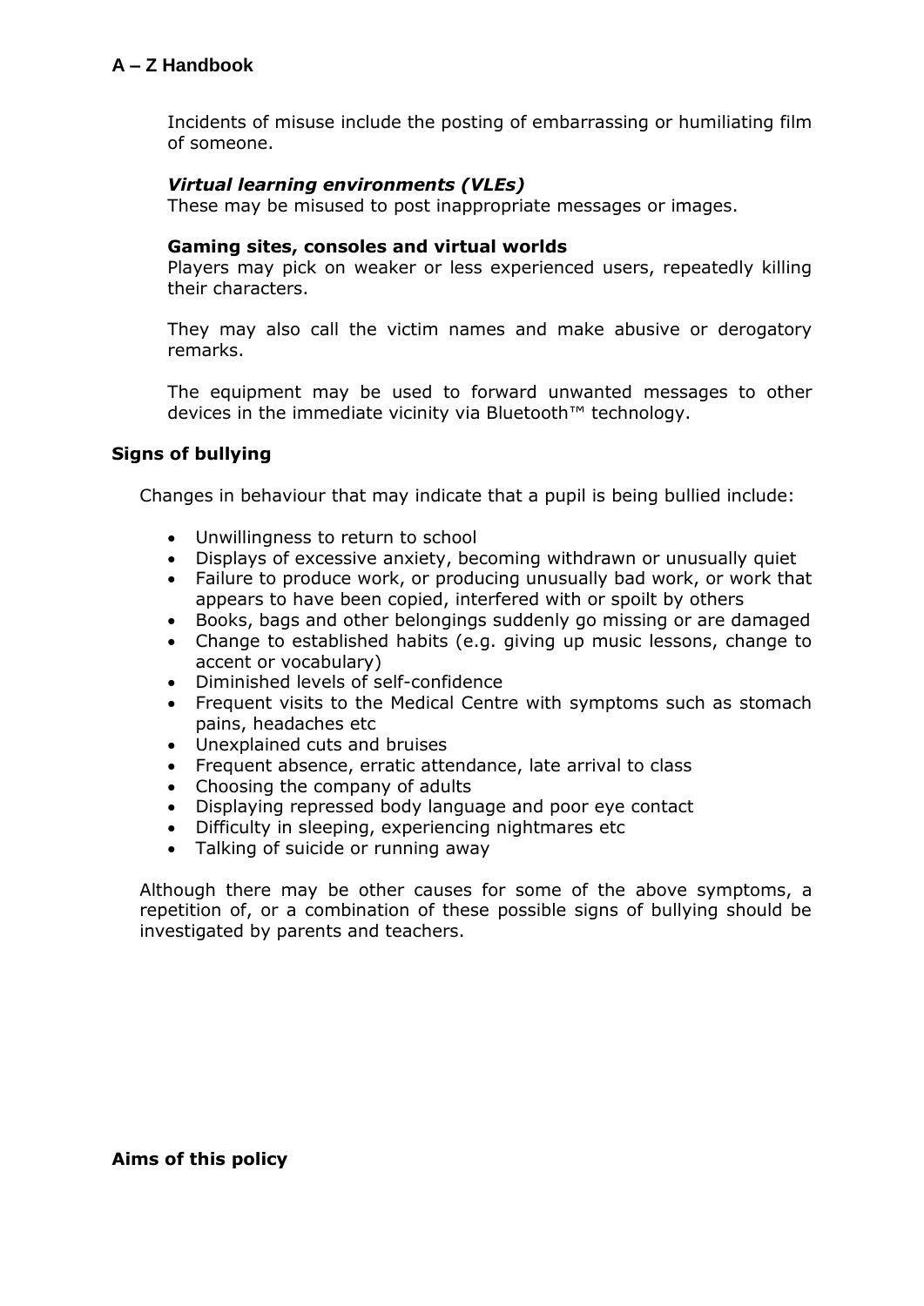Incidents of misuse include the posting of embarrassing or humiliating film of someone.

***Virtual learning environments (VLEs)***
These may be misused to post inappropriate messages or images.

**Gaming sites, consoles and virtual worlds**
Players may pick on weaker or less experienced users, repeatedly killing their characters.

They may also call the victim names and make abusive or derogatory remarks.

The equipment may be used to forward unwanted messages to other devices in the immediate vicinity via Bluetooth™ technology.

## Signs of bullying

Changes in behaviour that may indicate that a pupil is being bullied include:

- Unwillingness to return to school
- Displays of excessive anxiety, becoming withdrawn or unusually quiet
- Failure to produce work, or producing unusually bad work, or work that appears to have been copied, interfered with or spoilt by others
- Books, bags and other belongings suddenly go missing or are damaged
- Change to established habits (e.g. giving up music lessons, change to accent or vocabulary)
- Diminished levels of self-confidence
- Frequent visits to the Medical Centre with symptoms such as stomach pains, headaches etc
- Unexplained cuts and bruises
- Frequent absence, erratic attendance, late arrival to class
- Choosing the company of adults
- Displaying repressed body language and poor eye contact
- Difficulty in sleeping, experiencing nightmares etc
- Talking of suicide or running away

Although there may be other causes for some of the above symptoms, a repetition of, or a combination of these possible signs of bullying should be investigated by parents and teachers.

## Aims of this policy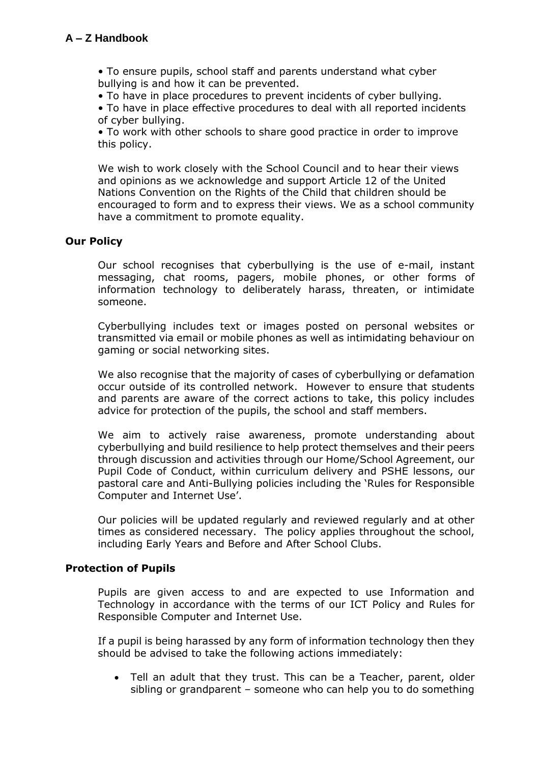• To ensure pupils, school staff and parents understand what cyber bullying is and how it can be prevented.
• To have in place procedures to prevent incidents of cyber bullying.
• To have in place effective procedures to deal with all reported incidents of cyber bullying.
• To work with other schools to share good practice in order to improve this policy.

We wish to work closely with the School Council and to hear their views and opinions as we acknowledge and support Article 12 of the United Nations Convention on the Rights of the Child that children should be encouraged to form and to express their views. We as a school community have a commitment to promote equality.

**Our Policy**

Our school recognises that cyberbullying is the use of e-mail, instant messaging, chat rooms, pagers, mobile phones, or other forms of information technology to deliberately harass, threaten, or intimidate someone.

Cyberbullying includes text or images posted on personal websites or transmitted via email or mobile phones as well as intimidating behaviour on gaming or social networking sites.

We also recognise that the majority of cases of cyberbullying or defamation occur outside of its controlled network. However to ensure that students and parents are aware of the correct actions to take, this policy includes advice for protection of the pupils, the school and staff members.

We aim to actively raise awareness, promote understanding about cyberbullying and build resilience to help protect themselves and their peers through discussion and activities through our Home/School Agreement, our Pupil Code of Conduct, within curriculum delivery and PSHE lessons, our pastoral care and Anti-Bullying policies including the 'Rules for Responsible Computer and Internet Use'.

Our policies will be updated regularly and reviewed regularly and at other times as considered necessary. The policy applies throughout the school, including Early Years and Before and After School Clubs.

**Protection of Pupils**

Pupils are given access to and are expected to use Information and Technology in accordance with the terms of our ICT Policy and Rules for Responsible Computer and Internet Use.

If a pupil is being harassed by any form of information technology then they should be advised to take the following actions immediately:

- Tell an adult that they trust. This can be a Teacher, parent, older sibling or grandparent – someone who can help you to do something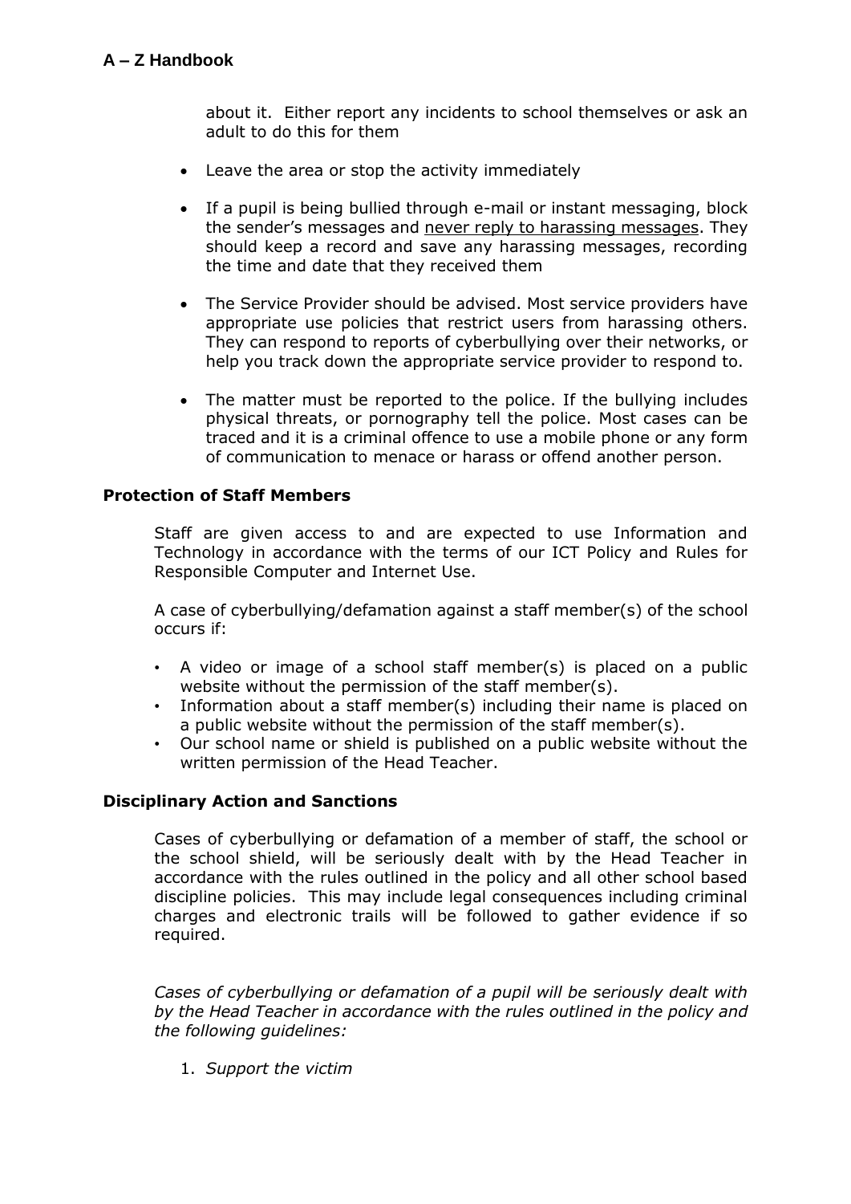about it. Either report any incidents to school themselves or ask an adult to do this for them

- Leave the area or stop the activity immediately

- If a pupil is being bullied through e-mail or instant messaging, block the sender's messages and <u>never reply to harassing messages</u>. They should keep a record and save any harassing messages, recording the time and date that they received them

- The Service Provider should be advised. Most service providers have appropriate use policies that restrict users from harassing others. They can respond to reports of cyberbullying over their networks, or help you track down the appropriate service provider to respond to.

- The matter must be reported to the police. If the bullying includes physical threats, or pornography tell the police. Most cases can be traced and it is a criminal offence to use a mobile phone or any form of communication to menace or harass or offend another person.

## Protection of Staff Members

Staff are given access to and are expected to use Information and Technology in accordance with the terms of our ICT Policy and Rules for Responsible Computer and Internet Use.

A case of cyberbullying/defamation against a staff member(s) of the school occurs if:

- A video or image of a school staff member(s) is placed on a public website without the permission of the staff member(s).
- Information about a staff member(s) including their name is placed on a public website without the permission of the staff member(s).
- Our school name or shield is published on a public website without the written permission of the Head Teacher.

## Disciplinary Action and Sanctions

Cases of cyberbullying or defamation of a member of staff, the school or the school shield, will be seriously dealt with by the Head Teacher in accordance with the rules outlined in the policy and all other school based discipline policies. This may include legal consequences including criminal charges and electronic trails will be followed to gather evidence if so required.

*Cases of cyberbullying or defamation of a pupil will be seriously dealt with by the Head Teacher in accordance with the rules outlined in the policy and the following guidelines:*

1. *Support the victim*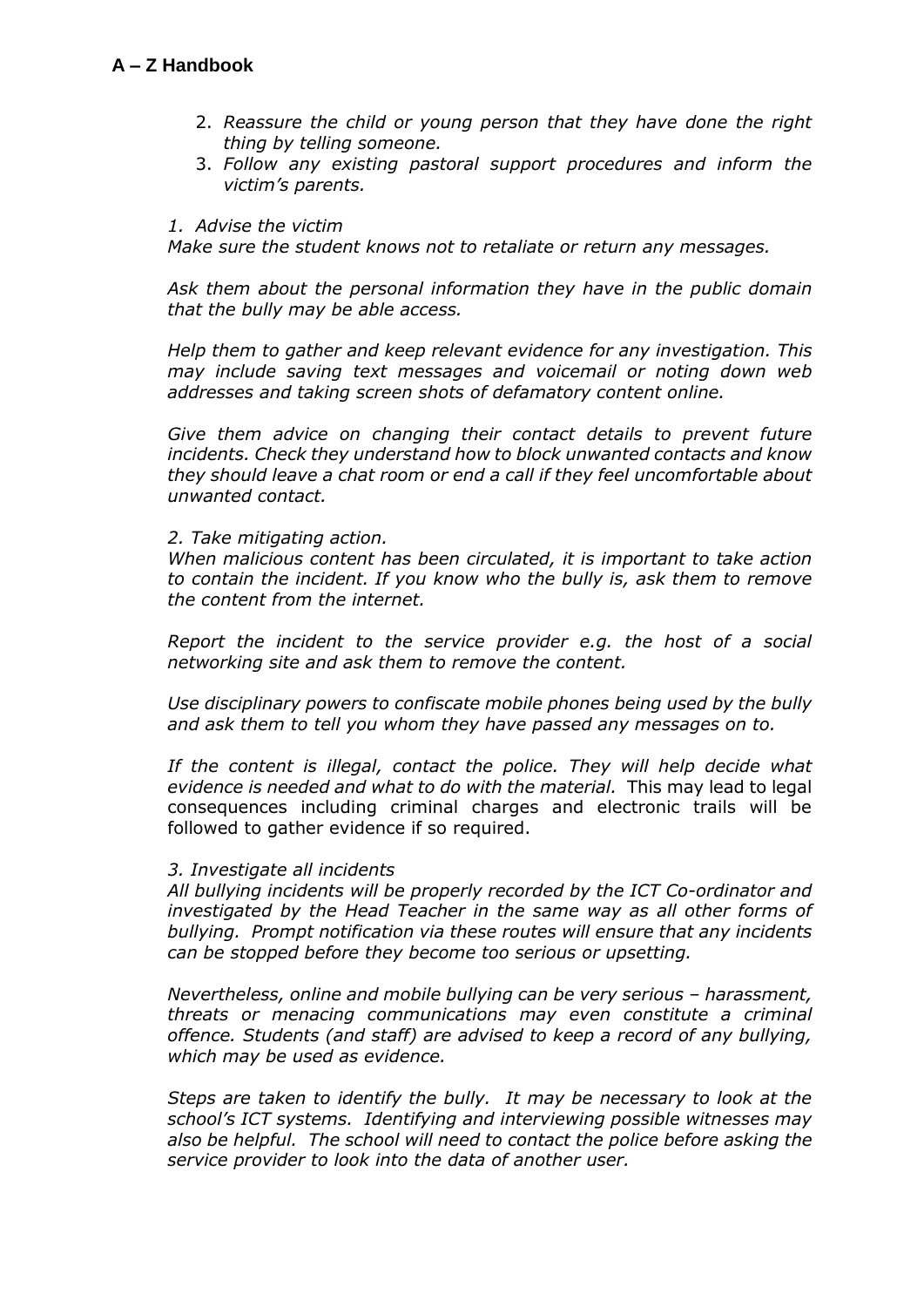2. *Reassure the child or young person that they have done the right thing by telling someone.*
3. *Follow any existing pastoral support procedures and inform the victim's parents.*

*1. Advise the victim*
*Make sure the student knows not to retaliate or return any messages.*

*Ask them about the personal information they have in the public domain that the bully may be able access.*

*Help them to gather and keep relevant evidence for any investigation. This may include saving text messages and voicemail or noting down web addresses and taking screen shots of defamatory content online.*

*Give them advice on changing their contact details to prevent future incidents. Check they understand how to block unwanted contacts and know they should leave a chat room or end a call if they feel uncomfortable about unwanted contact.*

*2. Take mitigating action.*
*When malicious content has been circulated, it is important to take action to contain the incident. If you know who the bully is, ask them to remove the content from the internet.*

*Report the incident to the service provider e.g. the host of a social networking site and ask them to remove the content.*

*Use disciplinary powers to confiscate mobile phones being used by the bully and ask them to tell you whom they have passed any messages on to.*

*If the content is illegal, contact the police. They will help decide what evidence is needed and what to do with the material.* This may lead to legal consequences including criminal charges and electronic trails will be followed to gather evidence if so required.

*3. Investigate all incidents*
*All bullying incidents will be properly recorded by the ICT Co-ordinator and investigated by the Head Teacher in the same way as all other forms of bullying. Prompt notification via these routes will ensure that any incidents can be stopped before they become too serious or upsetting.*

*Nevertheless, online and mobile bullying can be very serious – harassment, threats or menacing communications may even constitute a criminal offence. Students (and staff) are advised to keep a record of any bullying, which may be used as evidence.*

*Steps are taken to identify the bully. It may be necessary to look at the school's ICT systems. Identifying and interviewing possible witnesses may also be helpful. The school will need to contact the police before asking the service provider to look into the data of another user.*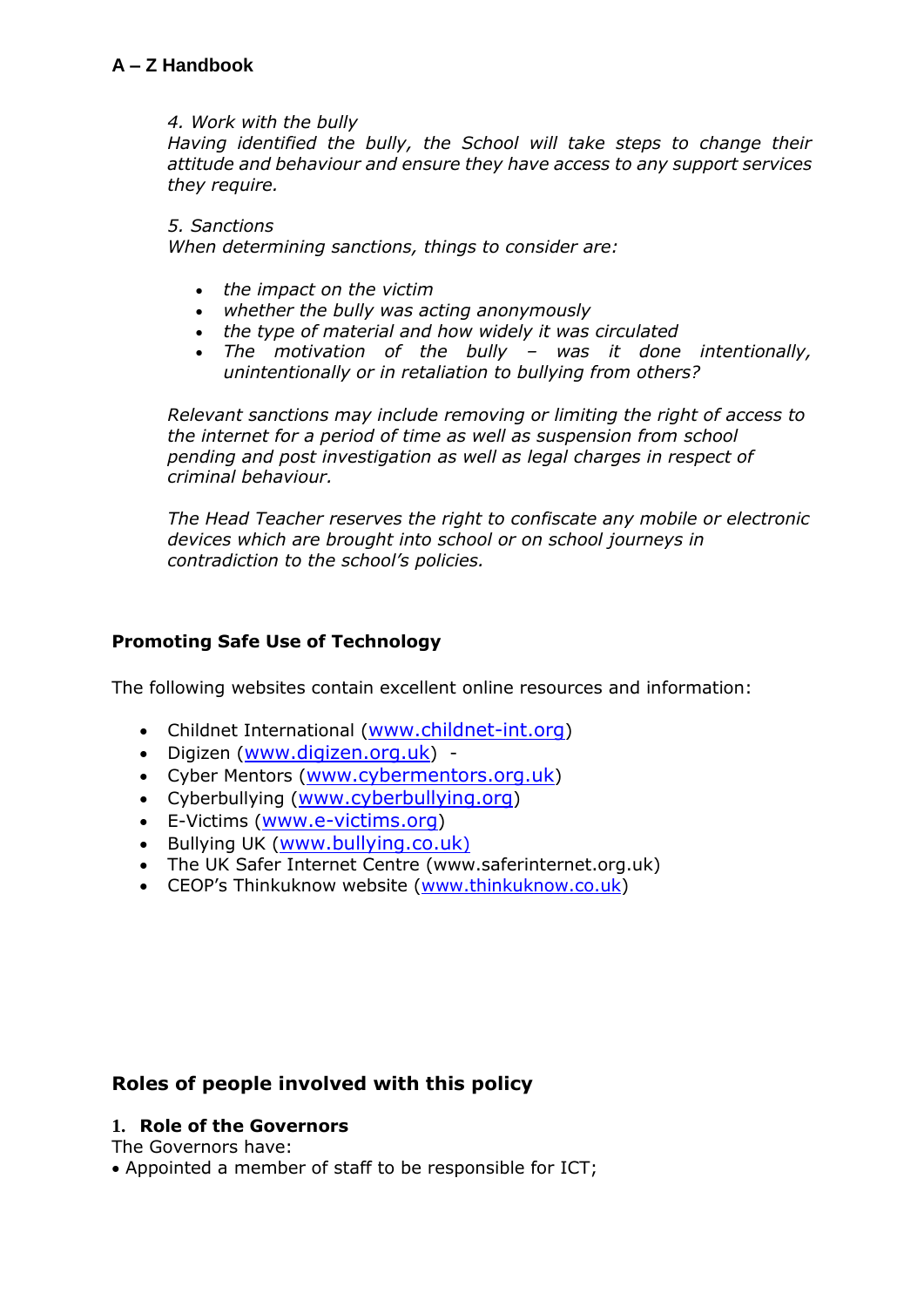*4. Work with the bully*
*Having identified the bully, the School will take steps to change their attitude and behaviour and ensure they have access to any support services they require.*

*5. Sanctions*
*When determining sanctions, things to consider are:*

- *the impact on the victim*
- *whether the bully was acting anonymously*
- *the type of material and how widely it was circulated*
- *The motivation of the bully – was it done intentionally, unintentionally or in retaliation to bullying from others?*

*Relevant sanctions may include removing or limiting the right of access to the internet for a period of time as well as suspension from school pending and post investigation as well as legal charges in respect of criminal behaviour.*

*The Head Teacher reserves the right to confiscate any mobile or electronic devices which are brought into school or on school journeys in contradiction to the school's policies.*

## Promoting Safe Use of Technology

The following websites contain excellent online resources and information:

- Childnet International (www.childnet-int.org)
- Digizen (www.digizen.org.uk) -
- Cyber Mentors (www.cybermentors.org.uk)
- Cyberbullying (www.cyberbullying.org)
- E-Victims (www.e-victims.org)
- Bullying UK (www.bullying.co.uk)
- The UK Safer Internet Centre (www.saferinternet.org.uk)
- CEOP's Thinkuknow website (www.thinkuknow.co.uk)

## Roles of people involved with this policy

### 1. Role of the Governors

The Governors have:

- Appointed a member of staff to be responsible for ICT;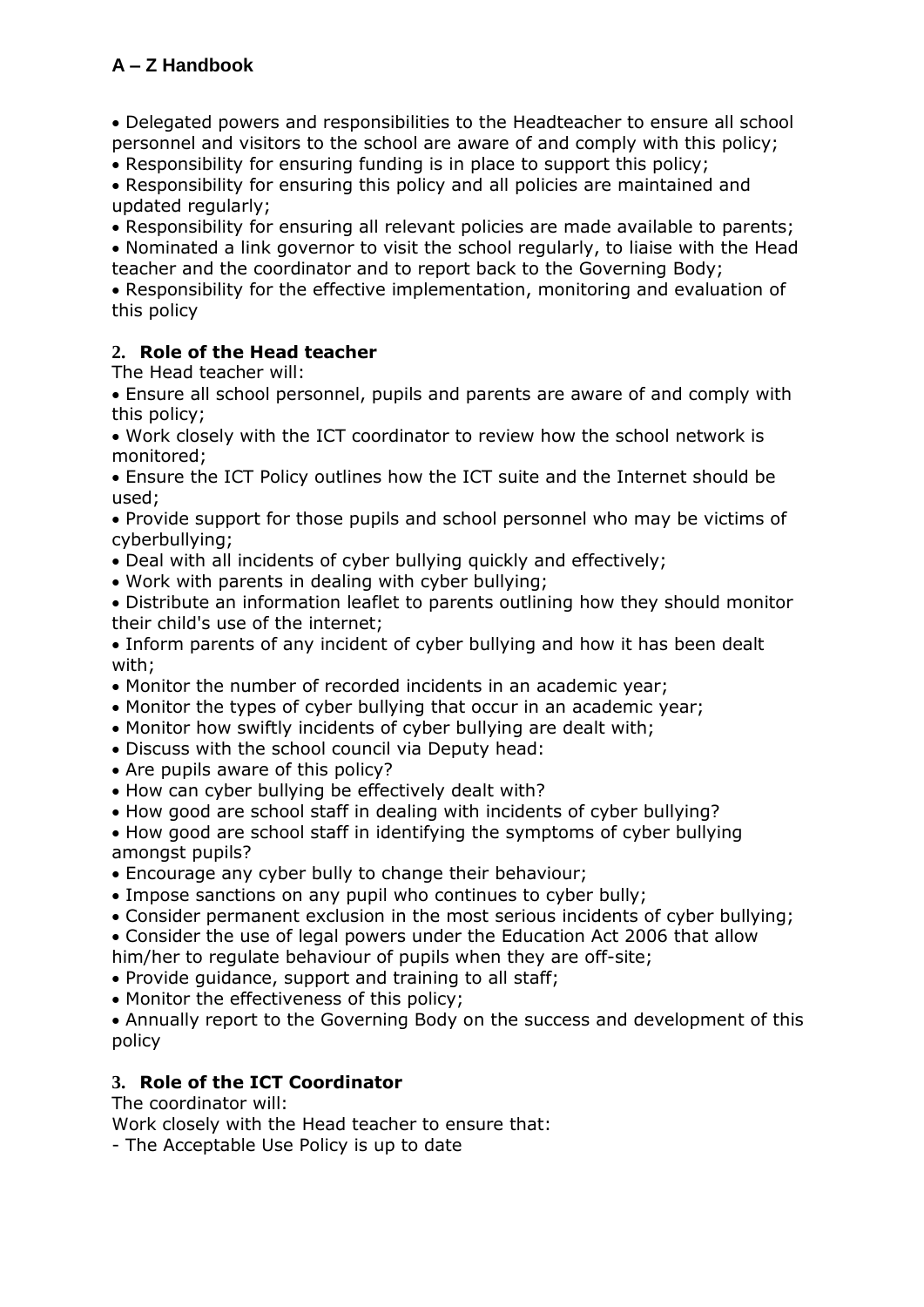- Delegated powers and responsibilities to the Headteacher to ensure all school personnel and visitors to the school are aware of and comply with this policy;
- Responsibility for ensuring funding is in place to support this policy;
- Responsibility for ensuring this policy and all policies are maintained and updated regularly;
- Responsibility for ensuring all relevant policies are made available to parents;
- Nominated a link governor to visit the school regularly, to liaise with the Head teacher and the coordinator and to report back to the Governing Body;
- Responsibility for the effective implementation, monitoring and evaluation of this policy

## 2. Role of the Head teacher

The Head teacher will:

- Ensure all school personnel, pupils and parents are aware of and comply with this policy;
- Work closely with the ICT coordinator to review how the school network is monitored;
- Ensure the ICT Policy outlines how the ICT suite and the Internet should be used;
- Provide support for those pupils and school personnel who may be victims of cyberbullying;
- Deal with all incidents of cyber bullying quickly and effectively;
- Work with parents in dealing with cyber bullying;
- Distribute an information leaflet to parents outlining how they should monitor their child's use of the internet;
- Inform parents of any incident of cyber bullying and how it has been dealt with;
- Monitor the number of recorded incidents in an academic year;
- Monitor the types of cyber bullying that occur in an academic year;
- Monitor how swiftly incidents of cyber bullying are dealt with;
- Discuss with the school council via Deputy head:
- Are pupils aware of this policy?
- How can cyber bullying be effectively dealt with?
- How good are school staff in dealing with incidents of cyber bullying?
- How good are school staff in identifying the symptoms of cyber bullying amongst pupils?
- Encourage any cyber bully to change their behaviour;
- Impose sanctions on any pupil who continues to cyber bully;
- Consider permanent exclusion in the most serious incidents of cyber bullying;
- Consider the use of legal powers under the Education Act 2006 that allow him/her to regulate behaviour of pupils when they are off-site;
- Provide guidance, support and training to all staff;
- Monitor the effectiveness of this policy;
- Annually report to the Governing Body on the success and development of this policy

## 3. Role of the ICT Coordinator

The coordinator will:

Work closely with the Head teacher to ensure that:

- The Acceptable Use Policy is up to date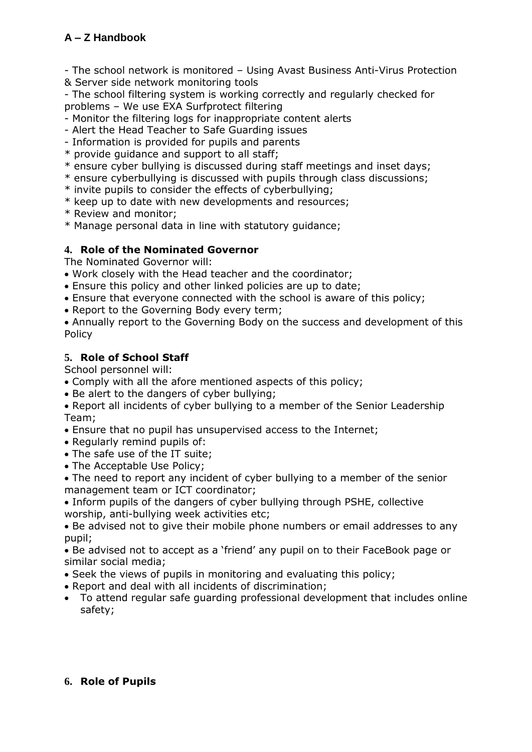- The school network is monitored – Using Avast Business Anti-Virus Protection & Server side network monitoring tools
- The school filtering system is working correctly and regularly checked for problems – We use EXA Surfprotect filtering
- Monitor the filtering logs for inappropriate content alerts
- Alert the Head Teacher to Safe Guarding issues
- Information is provided for pupils and parents

* provide guidance and support to all staff;
* ensure cyber bullying is discussed during staff meetings and inset days;
* ensure cyberbullying is discussed with pupils through class discussions;
* invite pupils to consider the effects of cyberbullying;
* keep up to date with new developments and resources;
* Review and monitor;
* Manage personal data in line with statutory guidance;

### 4. Role of the Nominated Governor

The Nominated Governor will:

- Work closely with the Head teacher and the coordinator;
- Ensure this policy and other linked policies are up to date;
- Ensure that everyone connected with the school is aware of this policy;
- Report to the Governing Body every term;
- Annually report to the Governing Body on the success and development of this Policy

### 5. Role of School Staff

School personnel will:

- Comply with all the afore mentioned aspects of this policy;
- Be alert to the dangers of cyber bullying;
- Report all incidents of cyber bullying to a member of the Senior Leadership Team;
- Ensure that no pupil has unsupervised access to the Internet;
- Regularly remind pupils of:
- The safe use of the IT suite;
- The Acceptable Use Policy;
- The need to report any incident of cyber bullying to a member of the senior management team or ICT coordinator;
- Inform pupils of the dangers of cyber bullying through PSHE, collective worship, anti-bullying week activities etc;
- Be advised not to give their mobile phone numbers or email addresses to any pupil;
- Be advised not to accept as a 'friend' any pupil on to their FaceBook page or similar social media;
- Seek the views of pupils in monitoring and evaluating this policy;
- Report and deal with all incidents of discrimination;
- To attend regular safe guarding professional development that includes online safety;

### 6. Role of Pupils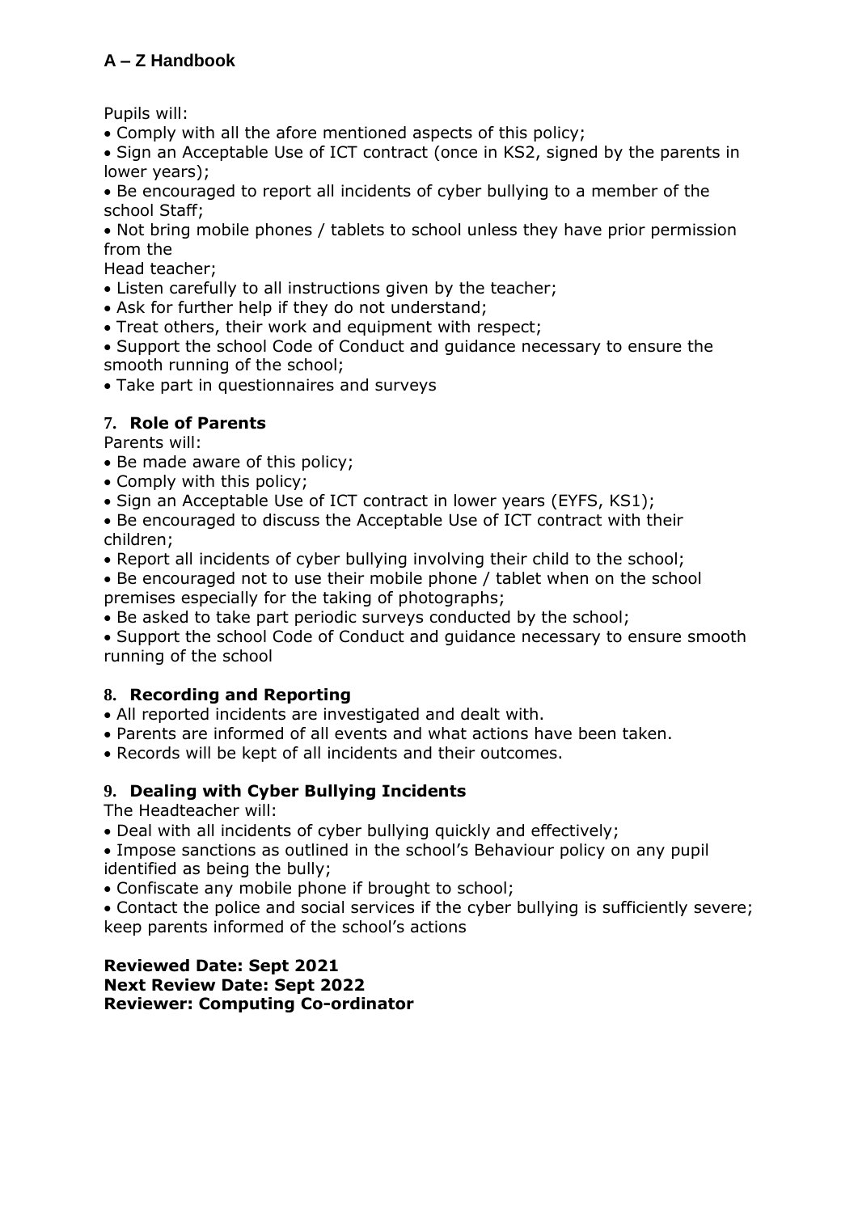Pupils will:

- Comply with all the afore mentioned aspects of this policy;
- Sign an Acceptable Use of ICT contract (once in KS2, signed by the parents in lower years);
- Be encouraged to report all incidents of cyber bullying to a member of the school Staff;
- Not bring mobile phones / tablets to school unless they have prior permission from the Head teacher;
- Listen carefully to all instructions given by the teacher;
- Ask for further help if they do not understand;
- Treat others, their work and equipment with respect;
- Support the school Code of Conduct and guidance necessary to ensure the smooth running of the school;
- Take part in questionnaires and surveys

## 7. Role of Parents

Parents will:

- Be made aware of this policy;
- Comply with this policy;
- Sign an Acceptable Use of ICT contract in lower years (EYFS, KS1);
- Be encouraged to discuss the Acceptable Use of ICT contract with their children;
- Report all incidents of cyber bullying involving their child to the school;
- Be encouraged not to use their mobile phone / tablet when on the school premises especially for the taking of photographs;
- Be asked to take part periodic surveys conducted by the school;
- Support the school Code of Conduct and guidance necessary to ensure smooth running of the school

## 8. Recording and Reporting

- All reported incidents are investigated and dealt with.
- Parents are informed of all events and what actions have been taken.
- Records will be kept of all incidents and their outcomes.

## 9. Dealing with Cyber Bullying Incidents

The Headteacher will:

- Deal with all incidents of cyber bullying quickly and effectively;
- Impose sanctions as outlined in the school's Behaviour policy on any pupil identified as being the bully;
- Confiscate any mobile phone if brought to school;
- Contact the police and social services if the cyber bullying is sufficiently severe; keep parents informed of the school's actions

**Reviewed Date: Sept 2021**
**Next Review Date: Sept 2022**
**Reviewer: Computing Co-ordinator**